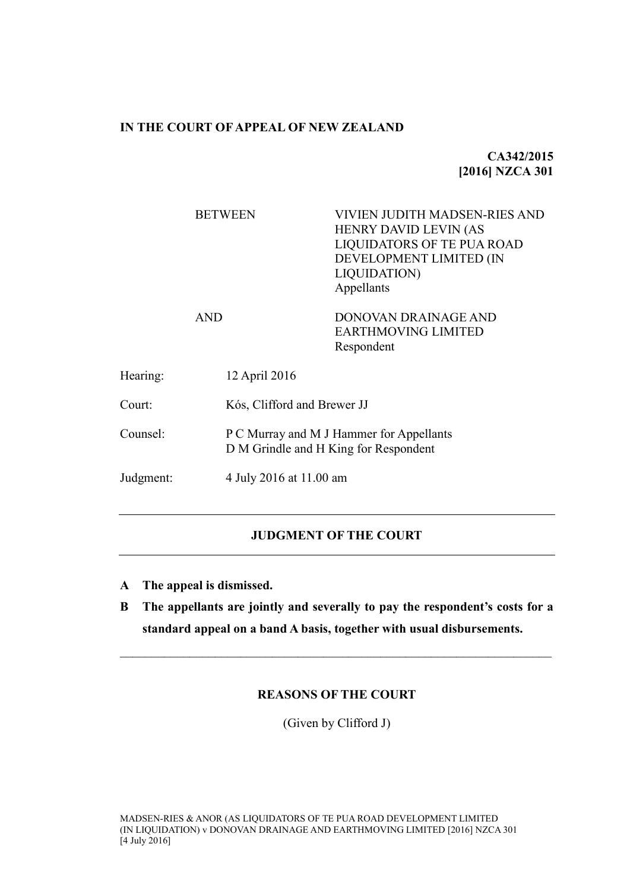**IN THE COURT OF APPEAL OF NEW ZEALAND**

**CA342/2015**
**[2016] NZCA 301**

| | | |
|---|---|---|
| BETWEEN | | VIVIEN JUDITH MADSEN-RIES AND HENRY DAVID LEVIN (AS LIQUIDATORS OF TE PUA ROAD DEVELOPMENT LIMITED (IN LIQUIDATION) Appellants |
| AND | | DONOVAN DRAINAGE AND EARTHMOVING LIMITED Respondent |

| | |
|---|---|
| Hearing: | 12 April 2016 |
| Court: | Kós, Clifford and Brewer JJ |
| Counsel: | P C Murray and M J Hammer for Appellants<br>D M Grindle and H King for Respondent |
| Judgment: | 4 July 2016 at 11.00 am |

---

## JUDGMENT OF THE COURT

---

**A The appeal is dismissed.**

**B The appellants are jointly and severally to pay the respondent's costs for a standard appeal on a band A basis, together with usual disbursements.**

---

## REASONS OF THE COURT

(Given by Clifford J)

MADSEN-RIES & ANOR (AS LIQUIDATORS OF TE PUA ROAD DEVELOPMENT LIMITED (IN LIQUIDATION) v DONOVAN DRAINAGE AND EARTHMOVING LIMITED [2016] NZCA 301 [4 July 2016]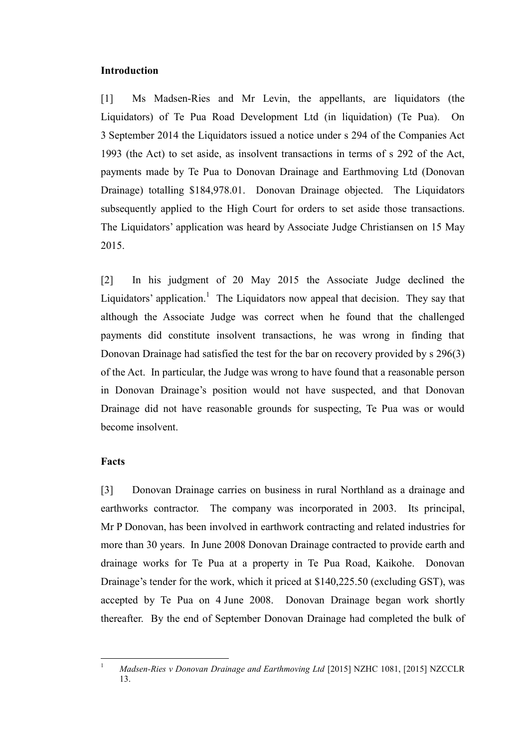**Introduction**

[1] Ms Madsen-Ries and Mr Levin, the appellants, are liquidators (the Liquidators) of Te Pua Road Development Ltd (in liquidation) (Te Pua). On 3 September 2014 the Liquidators issued a notice under s 294 of the Companies Act 1993 (the Act) to set aside, as insolvent transactions in terms of s 292 of the Act, payments made by Te Pua to Donovan Drainage and Earthmoving Ltd (Donovan Drainage) totalling $184,978.01. Donovan Drainage objected. The Liquidators subsequently applied to the High Court for orders to set aside those transactions. The Liquidators' application was heard by Associate Judge Christiansen on 15 May 2015.

[2] In his judgment of 20 May 2015 the Associate Judge declined the Liquidators' application.[1] The Liquidators now appeal that decision. They say that although the Associate Judge was correct when he found that the challenged payments did constitute insolvent transactions, he was wrong in finding that Donovan Drainage had satisfied the test for the bar on recovery provided by s 296(3) of the Act. In particular, the Judge was wrong to have found that a reasonable person in Donovan Drainage's position would not have suspected, and that Donovan Drainage did not have reasonable grounds for suspecting, Te Pua was or would become insolvent.

**Facts**

[3] Donovan Drainage carries on business in rural Northland as a drainage and earthworks contractor. The company was incorporated in 2003. Its principal, Mr P Donovan, has been involved in earthwork contracting and related industries for more than 30 years. In June 2008 Donovan Drainage contracted to provide earth and drainage works for Te Pua at a property in Te Pua Road, Kaikohe. Donovan Drainage's tender for the work, which it priced at $140,225.50 (excluding GST), was accepted by Te Pua on 4 June 2008. Donovan Drainage began work shortly thereafter. By the end of September Donovan Drainage had completed the bulk of

---

[1] *Madsen-Ries v Donovan Drainage and Earthmoving Ltd* [2015] NZHC 1081, [2015] NZCCLR 13.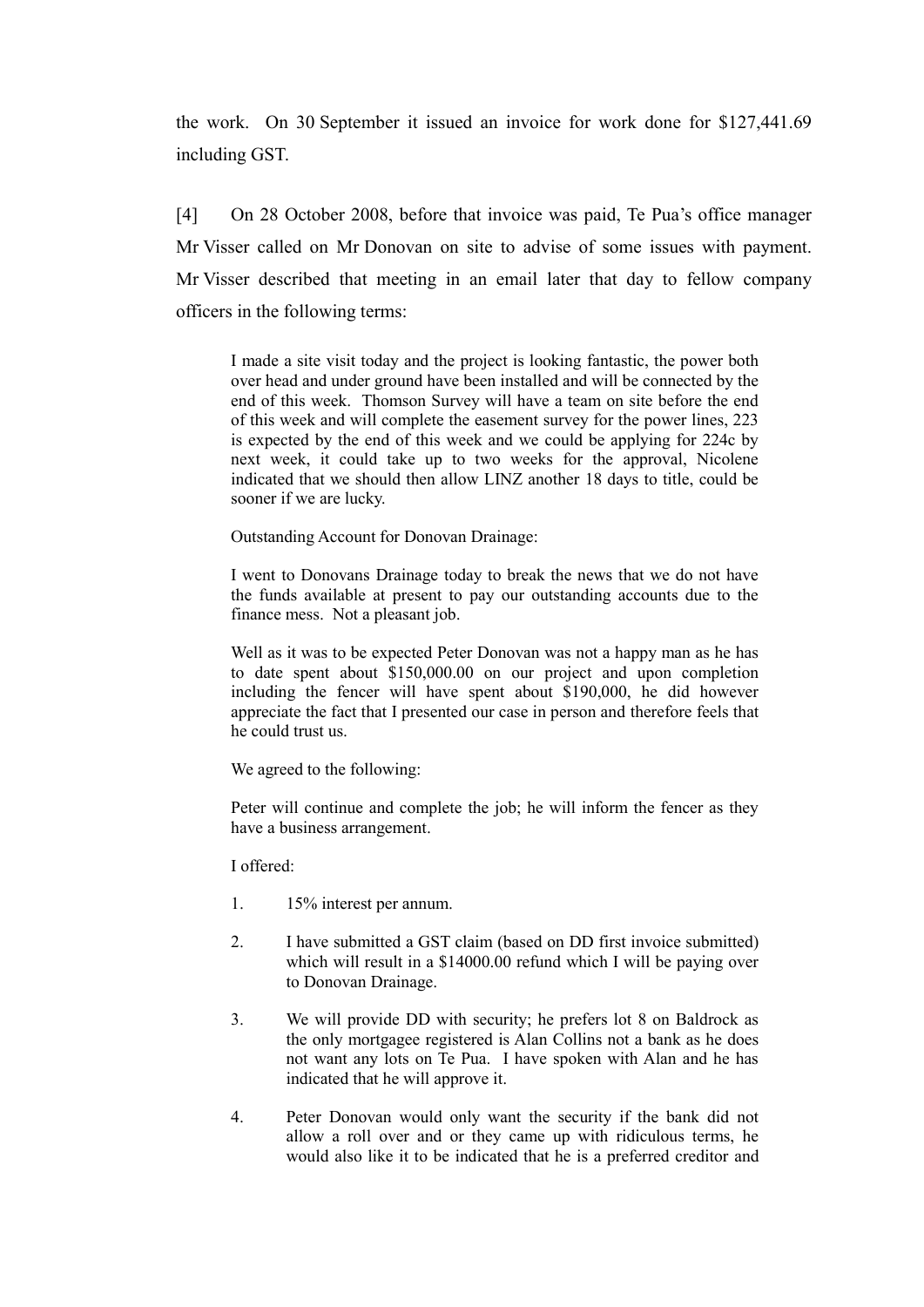the work. On 30 September it issued an invoice for work done for $127,441.69 including GST.

[4] On 28 October 2008, before that invoice was paid, Te Pua's office manager Mr Visser called on Mr Donovan on site to advise of some issues with payment. Mr Visser described that meeting in an email later that day to fellow company officers in the following terms:

> I made a site visit today and the project is looking fantastic, the power both over head and under ground have been installed and will be connected by the end of this week. Thomson Survey will have a team on site before the end of this week and will complete the easement survey for the power lines, 223 is expected by the end of this week and we could be applying for 224c by next week, it could take up to two weeks for the approval, Nicolene indicated that we should then allow LINZ another 18 days to title, could be sooner if we are lucky.
>
> Outstanding Account for Donovan Drainage:
>
> I went to Donovans Drainage today to break the news that we do not have the funds available at present to pay our outstanding accounts due to the finance mess. Not a pleasant job.
>
> Well as it was to be expected Peter Donovan was not a happy man as he has to date spent about $150,000.00 on our project and upon completion including the fencer will have spent about $190,000, he did however appreciate the fact that I presented our case in person and therefore feels that he could trust us.
>
> We agreed to the following:
>
> Peter will continue and complete the job; he will inform the fencer as they have a business arrangement.
>
> I offered:
>
> 1. 15% interest per annum.
>
> 2. I have submitted a GST claim (based on DD first invoice submitted) which will result in a $14000.00 refund which I will be paying over to Donovan Drainage.
>
> 3. We will provide DD with security; he prefers lot 8 on Baldrock as the only mortgagee registered is Alan Collins not a bank as he does not want any lots on Te Pua. I have spoken with Alan and he has indicated that he will approve it.
>
> 4. Peter Donovan would only want the security if the bank did not allow a roll over and or they came up with ridiculous terms, he would also like it to be indicated that he is a preferred creditor and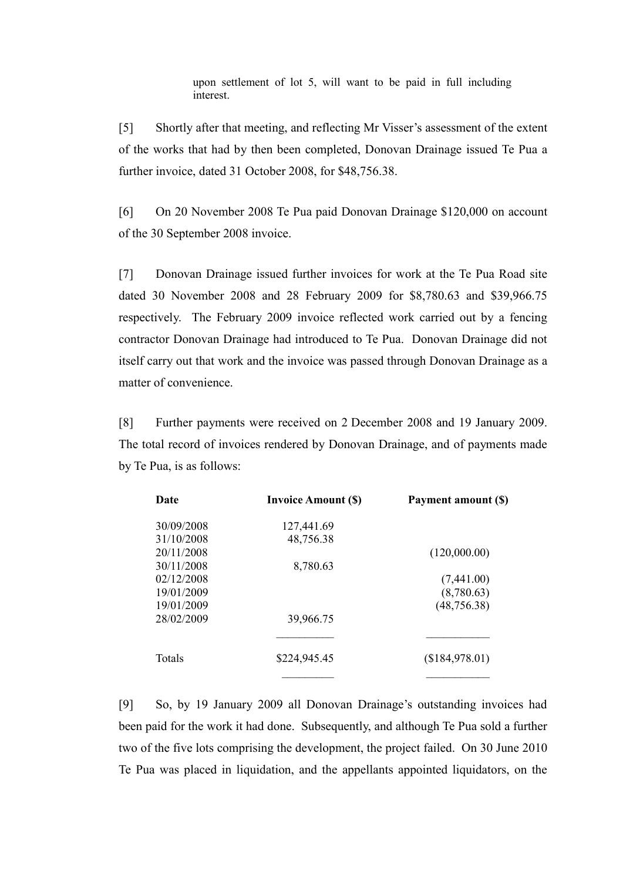> upon settlement of lot 5, will want to be paid in full including interest.

[5] Shortly after that meeting, and reflecting Mr Visser's assessment of the extent of the works that had by then been completed, Donovan Drainage issued Te Pua a further invoice, dated 31 October 2008, for $48,756.38.

[6] On 20 November 2008 Te Pua paid Donovan Drainage $120,000 on account of the 30 September 2008 invoice.

[7] Donovan Drainage issued further invoices for work at the Te Pua Road site dated 30 November 2008 and 28 February 2009 for $8,780.63 and $39,966.75 respectively. The February 2009 invoice reflected work carried out by a fencing contractor Donovan Drainage had introduced to Te Pua. Donovan Drainage did not itself carry out that work and the invoice was passed through Donovan Drainage as a matter of convenience.

[8] Further payments were received on 2 December 2008 and 19 January 2009. The total record of invoices rendered by Donovan Drainage, and of payments made by Te Pua, is as follows:

| Date | Invoice Amount ($) | Payment amount ($) |
|---|---|---|
| 30/09/2008 | 127,441.69 | |
| 31/10/2008 | 48,756.38 | |
| 20/11/2008 | | (120,000.00) |
| 30/11/2008 | 8,780.63 | |
| 02/12/2008 | | (7,441.00) |
| 19/01/2009 | | (8,780.63) |
| 19/01/2009 | | (48,756.38) |
| 28/02/2009 | 39,966.75 | |
| Totals | $224,945.45 | ($184,978.01) |

[9] So, by 19 January 2009 all Donovan Drainage's outstanding invoices had been paid for the work it had done. Subsequently, and although Te Pua sold a further two of the five lots comprising the development, the project failed. On 30 June 2010 Te Pua was placed in liquidation, and the appellants appointed liquidators, on the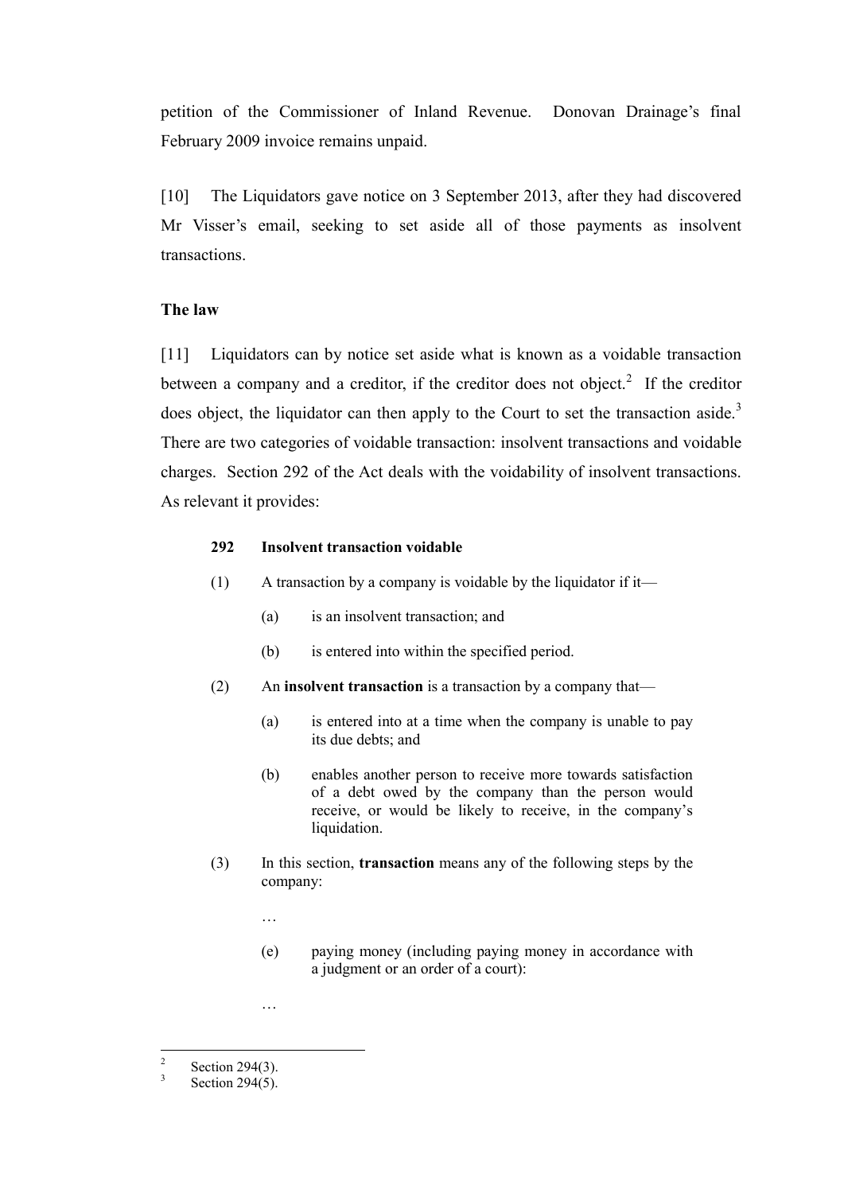petition of the Commissioner of Inland Revenue. Donovan Drainage's final February 2009 invoice remains unpaid.

[10] The Liquidators gave notice on 3 September 2013, after they had discovered Mr Visser's email, seeking to set aside all of those payments as insolvent transactions.

## The law

[11] Liquidators can by notice set aside what is known as a voidable transaction between a company and a creditor, if the creditor does not object.[2] If the creditor does object, the liquidator can then apply to the Court to set the transaction aside.[3] There are two categories of voidable transaction: insolvent transactions and voidable charges. Section 292 of the Act deals with the voidability of insolvent transactions. As relevant it provides:

> **292 Insolvent transaction voidable**
>
> (1) A transaction by a company is voidable by the liquidator if it—
>
> (a) is an insolvent transaction; and
>
> (b) is entered into within the specified period.
>
> (2) An **insolvent transaction** is a transaction by a company that—
>
> (a) is entered into at a time when the company is unable to pay its due debts; and
>
> (b) enables another person to receive more towards satisfaction of a debt owed by the company than the person would receive, or would be likely to receive, in the company's liquidation.
>
> (3) In this section, **transaction** means any of the following steps by the company:
>
> …
>
> (e) paying money (including paying money in accordance with a judgment or an order of a court):
>
> …

---

[2] Section 294(3).

[3] Section 294(5).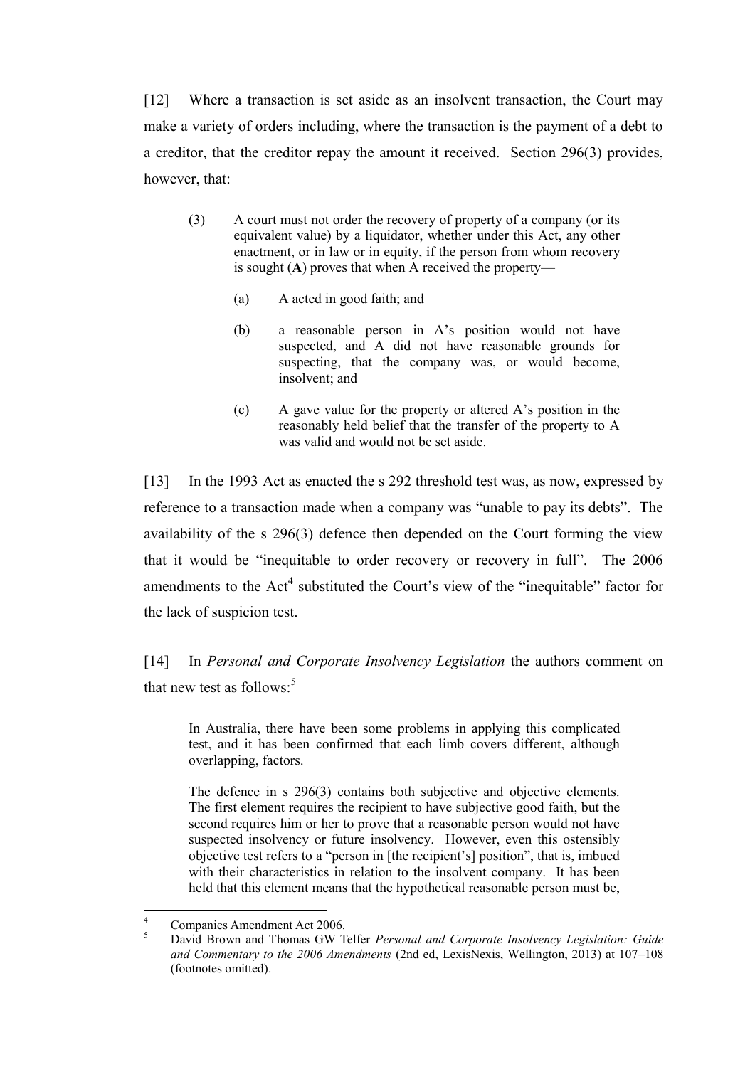[12] Where a transaction is set aside as an insolvent transaction, the Court may make a variety of orders including, where the transaction is the payment of a debt to a creditor, that the creditor repay the amount it received. Section 296(3) provides, however, that:

> (3) A court must not order the recovery of property of a company (or its equivalent value) by a liquidator, whether under this Act, any other enactment, or in law or in equity, if the person from whom recovery is sought (**A**) proves that when A received the property—
>
> (a) A acted in good faith; and
>
> (b) a reasonable person in A's position would not have suspected, and A did not have reasonable grounds for suspecting, that the company was, or would become, insolvent; and
>
> (c) A gave value for the property or altered A's position in the reasonably held belief that the transfer of the property to A was valid and would not be set aside.

[13] In the 1993 Act as enacted the s 292 threshold test was, as now, expressed by reference to a transaction made when a company was "unable to pay its debts". The availability of the s 296(3) defence then depended on the Court forming the view that it would be "inequitable to order recovery or recovery in full". The 2006 amendments to the Act[4] substituted the Court's view of the "inequitable" factor for the lack of suspicion test.

[14] In *Personal and Corporate Insolvency Legislation* the authors comment on that new test as follows:[5]

> In Australia, there have been some problems in applying this complicated test, and it has been confirmed that each limb covers different, although overlapping, factors.
>
> The defence in s 296(3) contains both subjective and objective elements. The first element requires the recipient to have subjective good faith, but the second requires him or her to prove that a reasonable person would not have suspected insolvency or future insolvency. However, even this ostensibly objective test refers to a "person in [the recipient's] position", that is, imbued with their characteristics in relation to the insolvent company. It has been held that this element means that the hypothetical reasonable person must be,

---

[4] Companies Amendment Act 2006.

[5] David Brown and Thomas GW Telfer *Personal and Corporate Insolvency Legislation: Guide and Commentary to the 2006 Amendments* (2nd ed, LexisNexis, Wellington, 2013) at 107–108 (footnotes omitted).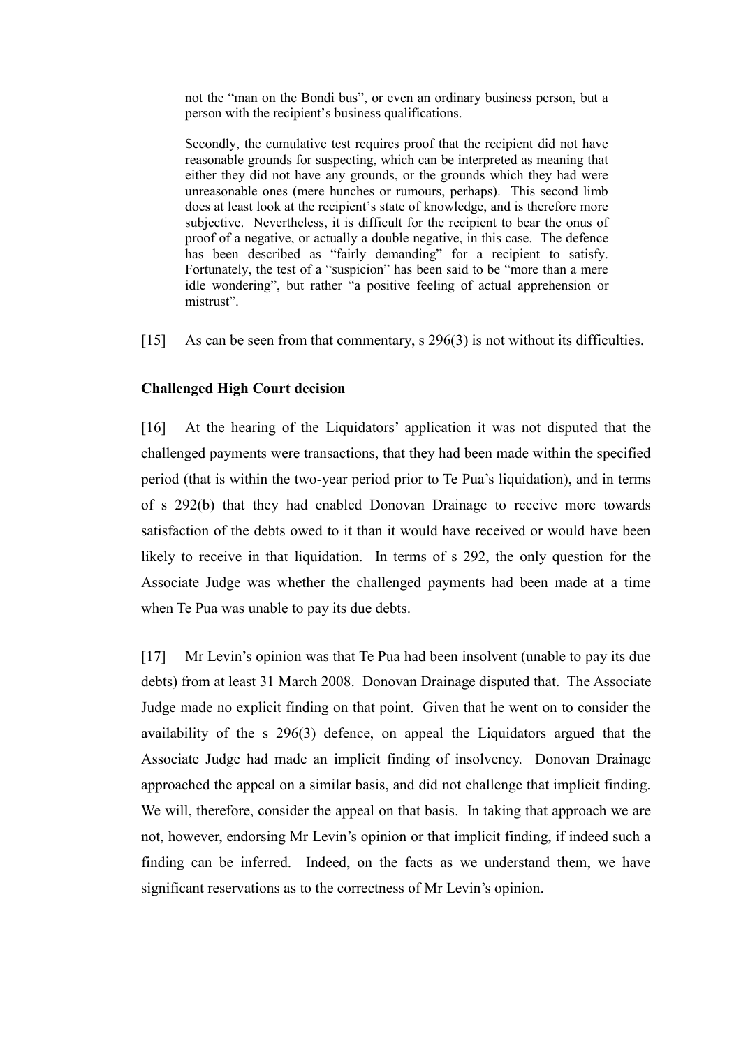> not the "man on the Bondi bus", or even an ordinary business person, but a person with the recipient's business qualifications.
>
> Secondly, the cumulative test requires proof that the recipient did not have reasonable grounds for suspecting, which can be interpreted as meaning that either they did not have any grounds, or the grounds which they had were unreasonable ones (mere hunches or rumours, perhaps). This second limb does at least look at the recipient's state of knowledge, and is therefore more subjective. Nevertheless, it is difficult for the recipient to bear the onus of proof of a negative, or actually a double negative, in this case. The defence has been described as "fairly demanding" for a recipient to satisfy. Fortunately, the test of a "suspicion" has been said to be "more than a mere idle wondering", but rather "a positive feeling of actual apprehension or mistrust".

[15] As can be seen from that commentary, s 296(3) is not without its difficulties.

**Challenged High Court decision**

[16] At the hearing of the Liquidators' application it was not disputed that the challenged payments were transactions, that they had been made within the specified period (that is within the two-year period prior to Te Pua's liquidation), and in terms of s 292(b) that they had enabled Donovan Drainage to receive more towards satisfaction of the debts owed to it than it would have received or would have been likely to receive in that liquidation. In terms of s 292, the only question for the Associate Judge was whether the challenged payments had been made at a time when Te Pua was unable to pay its due debts.

[17] Mr Levin's opinion was that Te Pua had been insolvent (unable to pay its due debts) from at least 31 March 2008. Donovan Drainage disputed that. The Associate Judge made no explicit finding on that point. Given that he went on to consider the availability of the s 296(3) defence, on appeal the Liquidators argued that the Associate Judge had made an implicit finding of insolvency. Donovan Drainage approached the appeal on a similar basis, and did not challenge that implicit finding. We will, therefore, consider the appeal on that basis. In taking that approach we are not, however, endorsing Mr Levin's opinion or that implicit finding, if indeed such a finding can be inferred. Indeed, on the facts as we understand them, we have significant reservations as to the correctness of Mr Levin's opinion.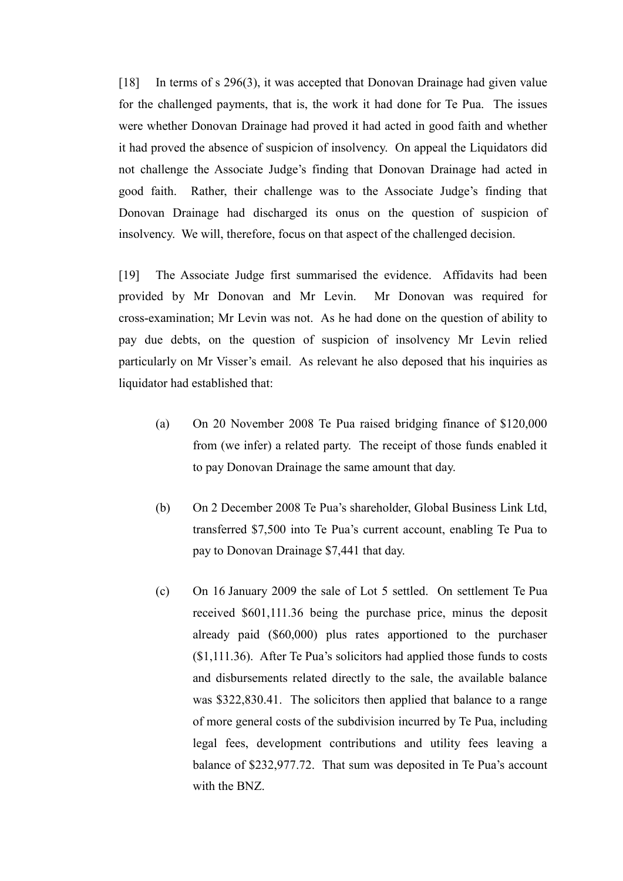[18] In terms of s 296(3), it was accepted that Donovan Drainage had given value for the challenged payments, that is, the work it had done for Te Pua. The issues were whether Donovan Drainage had proved it had acted in good faith and whether it had proved the absence of suspicion of insolvency. On appeal the Liquidators did not challenge the Associate Judge's finding that Donovan Drainage had acted in good faith. Rather, their challenge was to the Associate Judge's finding that Donovan Drainage had discharged its onus on the question of suspicion of insolvency. We will, therefore, focus on that aspect of the challenged decision.

[19] The Associate Judge first summarised the evidence. Affidavits had been provided by Mr Donovan and Mr Levin. Mr Donovan was required for cross-examination; Mr Levin was not. As he had done on the question of ability to pay due debts, on the question of suspicion of insolvency Mr Levin relied particularly on Mr Visser's email. As relevant he also deposed that his inquiries as liquidator had established that:

(a) On 20 November 2008 Te Pua raised bridging finance of $120,000 from (we infer) a related party. The receipt of those funds enabled it to pay Donovan Drainage the same amount that day.

(b) On 2 December 2008 Te Pua's shareholder, Global Business Link Ltd, transferred $7,500 into Te Pua's current account, enabling Te Pua to pay to Donovan Drainage $7,441 that day.

(c) On 16 January 2009 the sale of Lot 5 settled. On settlement Te Pua received $601,111.36 being the purchase price, minus the deposit already paid ($60,000) plus rates apportioned to the purchaser ($1,111.36). After Te Pua's solicitors had applied those funds to costs and disbursements related directly to the sale, the available balance was $322,830.41. The solicitors then applied that balance to a range of more general costs of the subdivision incurred by Te Pua, including legal fees, development contributions and utility fees leaving a balance of $232,977.72. That sum was deposited in Te Pua's account with the BNZ.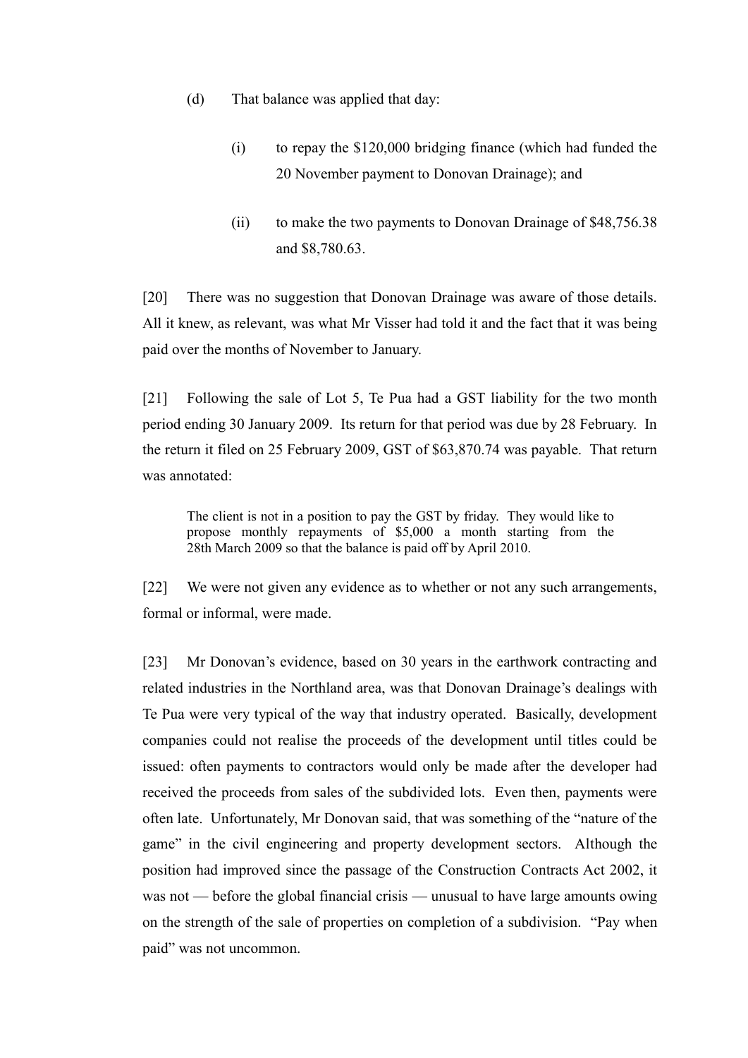(d) That balance was applied that day:

   (i) to repay the $120,000 bridging finance (which had funded the 20 November payment to Donovan Drainage); and

   (ii) to make the two payments to Donovan Drainage of $48,756.38 and $8,780.63.

[20] There was no suggestion that Donovan Drainage was aware of those details. All it knew, as relevant, was what Mr Visser had told it and the fact that it was being paid over the months of November to January.

[21] Following the sale of Lot 5, Te Pua had a GST liability for the two month period ending 30 January 2009. Its return for that period was due by 28 February. In the return it filed on 25 February 2009, GST of $63,870.74 was payable. That return was annotated:

> The client is not in a position to pay the GST by friday. They would like to propose monthly repayments of $5,000 a month starting from the 28th March 2009 so that the balance is paid off by April 2010.

[22] We were not given any evidence as to whether or not any such arrangements, formal or informal, were made.

[23] Mr Donovan's evidence, based on 30 years in the earthwork contracting and related industries in the Northland area, was that Donovan Drainage's dealings with Te Pua were very typical of the way that industry operated. Basically, development companies could not realise the proceeds of the development until titles could be issued: often payments to contractors would only be made after the developer had received the proceeds from sales of the subdivided lots. Even then, payments were often late. Unfortunately, Mr Donovan said, that was something of the "nature of the game" in the civil engineering and property development sectors. Although the position had improved since the passage of the Construction Contracts Act 2002, it was not — before the global financial crisis — unusual to have large amounts owing on the strength of the sale of properties on completion of a subdivision. "Pay when paid" was not uncommon.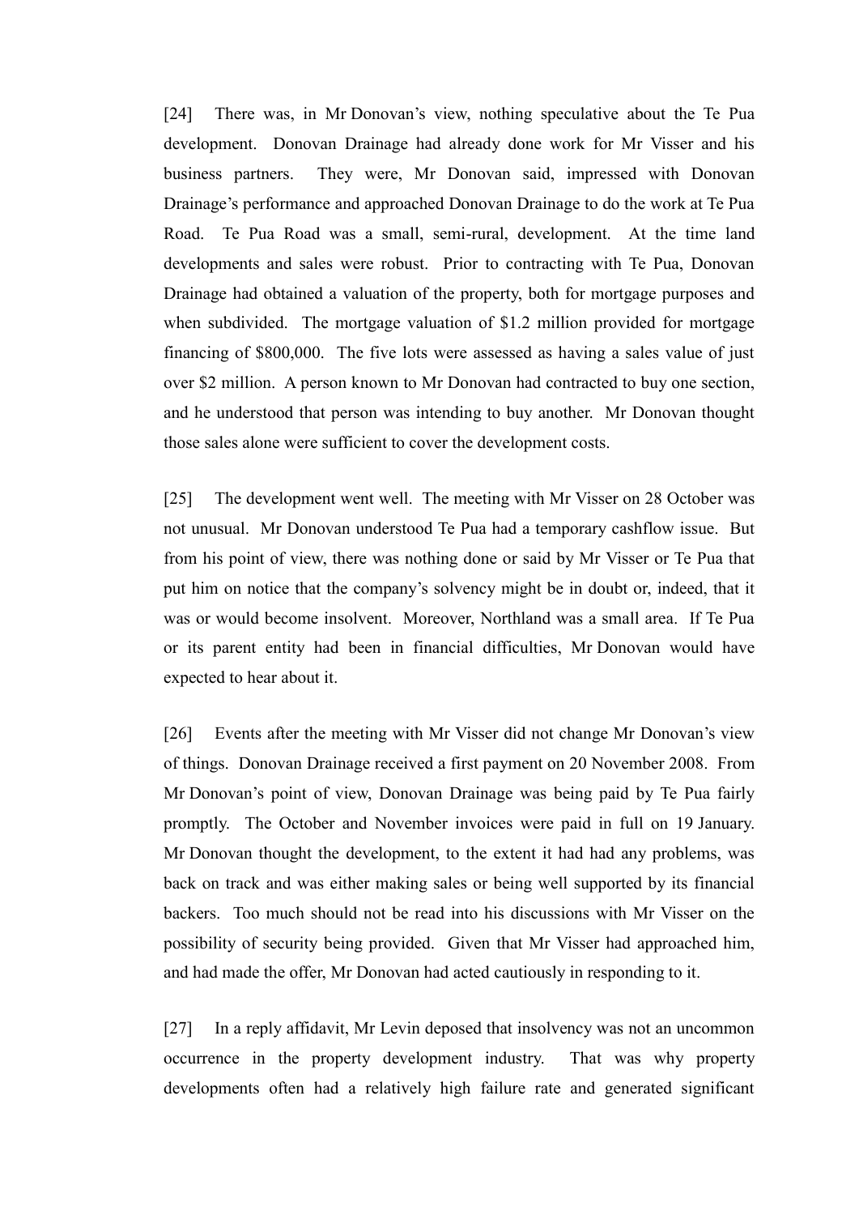[24] There was, in Mr Donovan's view, nothing speculative about the Te Pua development. Donovan Drainage had already done work for Mr Visser and his business partners. They were, Mr Donovan said, impressed with Donovan Drainage's performance and approached Donovan Drainage to do the work at Te Pua Road. Te Pua Road was a small, semi-rural, development. At the time land developments and sales were robust. Prior to contracting with Te Pua, Donovan Drainage had obtained a valuation of the property, both for mortgage purposes and when subdivided. The mortgage valuation of $1.2 million provided for mortgage financing of $800,000. The five lots were assessed as having a sales value of just over $2 million. A person known to Mr Donovan had contracted to buy one section, and he understood that person was intending to buy another. Mr Donovan thought those sales alone were sufficient to cover the development costs.

[25] The development went well. The meeting with Mr Visser on 28 October was not unusual. Mr Donovan understood Te Pua had a temporary cashflow issue. But from his point of view, there was nothing done or said by Mr Visser or Te Pua that put him on notice that the company's solvency might be in doubt or, indeed, that it was or would become insolvent. Moreover, Northland was a small area. If Te Pua or its parent entity had been in financial difficulties, Mr Donovan would have expected to hear about it.

[26] Events after the meeting with Mr Visser did not change Mr Donovan's view of things. Donovan Drainage received a first payment on 20 November 2008. From Mr Donovan's point of view, Donovan Drainage was being paid by Te Pua fairly promptly. The October and November invoices were paid in full on 19 January. Mr Donovan thought the development, to the extent it had had any problems, was back on track and was either making sales or being well supported by its financial backers. Too much should not be read into his discussions with Mr Visser on the possibility of security being provided. Given that Mr Visser had approached him, and had made the offer, Mr Donovan had acted cautiously in responding to it.

[27] In a reply affidavit, Mr Levin deposed that insolvency was not an uncommon occurrence in the property development industry. That was why property developments often had a relatively high failure rate and generated significant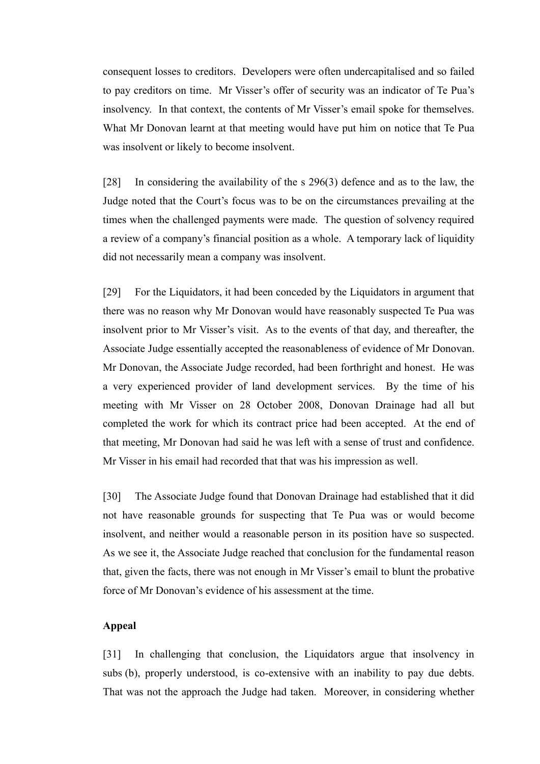consequent losses to creditors. Developers were often undercapitalised and so failed to pay creditors on time. Mr Visser's offer of security was an indicator of Te Pua's insolvency. In that context, the contents of Mr Visser's email spoke for themselves. What Mr Donovan learnt at that meeting would have put him on notice that Te Pua was insolvent or likely to become insolvent.

[28] In considering the availability of the s 296(3) defence and as to the law, the Judge noted that the Court's focus was to be on the circumstances prevailing at the times when the challenged payments were made. The question of solvency required a review of a company's financial position as a whole. A temporary lack of liquidity did not necessarily mean a company was insolvent.

[29] For the Liquidators, it had been conceded by the Liquidators in argument that there was no reason why Mr Donovan would have reasonably suspected Te Pua was insolvent prior to Mr Visser's visit. As to the events of that day, and thereafter, the Associate Judge essentially accepted the reasonableness of evidence of Mr Donovan. Mr Donovan, the Associate Judge recorded, had been forthright and honest. He was a very experienced provider of land development services. By the time of his meeting with Mr Visser on 28 October 2008, Donovan Drainage had all but completed the work for which its contract price had been accepted. At the end of that meeting, Mr Donovan had said he was left with a sense of trust and confidence. Mr Visser in his email had recorded that that was his impression as well.

[30] The Associate Judge found that Donovan Drainage had established that it did not have reasonable grounds for suspecting that Te Pua was or would become insolvent, and neither would a reasonable person in its position have so suspected. As we see it, the Associate Judge reached that conclusion for the fundamental reason that, given the facts, there was not enough in Mr Visser's email to blunt the probative force of Mr Donovan's evidence of his assessment at the time.

## Appeal

[31] In challenging that conclusion, the Liquidators argue that insolvency in subs (b), properly understood, is co-extensive with an inability to pay due debts. That was not the approach the Judge had taken. Moreover, in considering whether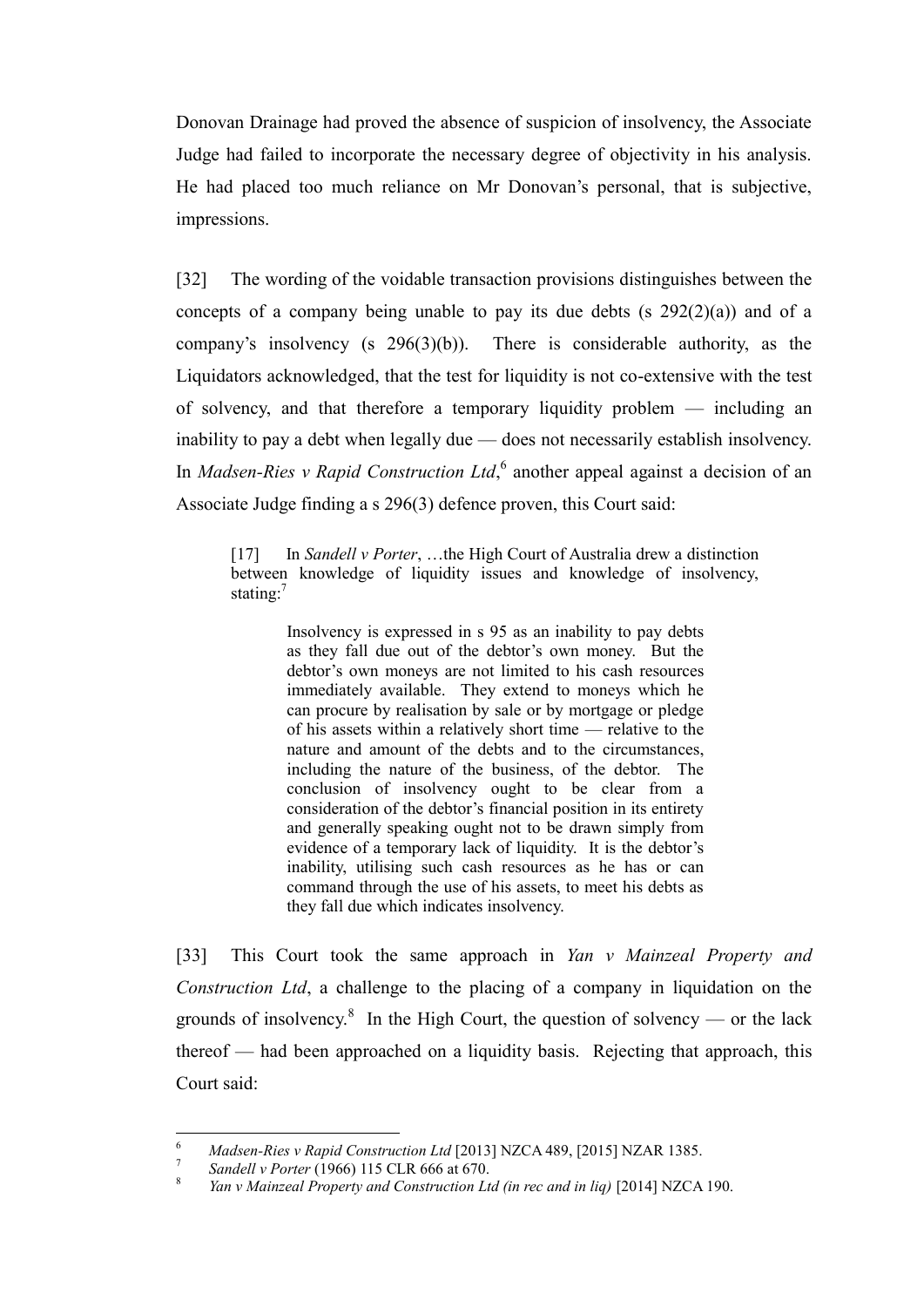Donovan Drainage had proved the absence of suspicion of insolvency, the Associate Judge had failed to incorporate the necessary degree of objectivity in his analysis. He had placed too much reliance on Mr Donovan's personal, that is subjective, impressions.

[32] The wording of the voidable transaction provisions distinguishes between the concepts of a company being unable to pay its due debts (s 292(2)(a)) and of a company's insolvency (s 296(3)(b)). There is considerable authority, as the Liquidators acknowledged, that the test for liquidity is not co-extensive with the test of solvency, and that therefore a temporary liquidity problem — including an inability to pay a debt when legally due — does not necessarily establish insolvency. In *Madsen-Ries v Rapid Construction Ltd*,[6] another appeal against a decision of an Associate Judge finding a s 296(3) defence proven, this Court said:

> [17] In *Sandell v Porter*, …the High Court of Australia drew a distinction between knowledge of liquidity issues and knowledge of insolvency, stating:[7]
>
> > Insolvency is expressed in s 95 as an inability to pay debts as they fall due out of the debtor's own money. But the debtor's own moneys are not limited to his cash resources immediately available. They extend to moneys which he can procure by realisation by sale or by mortgage or pledge of his assets within a relatively short time — relative to the nature and amount of the debts and to the circumstances, including the nature of the business, of the debtor. The conclusion of insolvency ought to be clear from a consideration of the debtor's financial position in its entirety and generally speaking ought not to be drawn simply from evidence of a temporary lack of liquidity. It is the debtor's inability, utilising such cash resources as he has or can command through the use of his assets, to meet his debts as they fall due which indicates insolvency.

[33] This Court took the same approach in *Yan v Mainzeal Property and Construction Ltd*, a challenge to the placing of a company in liquidation on the grounds of insolvency.[8] In the High Court, the question of solvency — or the lack thereof — had been approached on a liquidity basis. Rejecting that approach, this Court said:

---

[6] *Madsen-Ries v Rapid Construction Ltd* [2013] NZCA 489, [2015] NZAR 1385.

[7] *Sandell v Porter* (1966) 115 CLR 666 at 670.

[8] *Yan v Mainzeal Property and Construction Ltd (in rec and in liq)* [2014] NZCA 190.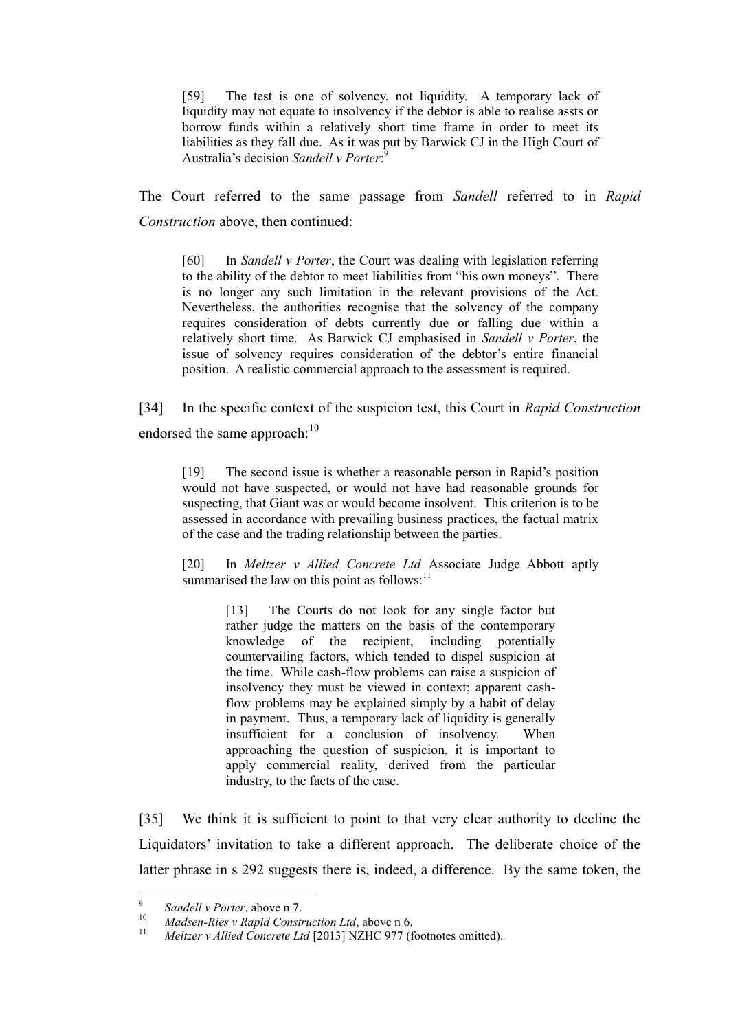> [59] The test is one of solvency, not liquidity. A temporary lack of liquidity may not equate to insolvency if the debtor is able to realise assts or borrow funds within a relatively short time frame in order to meet its liabilities as they fall due. As it was put by Barwick CJ in the High Court of Australia's decision *Sandell v Porter*:[9]

The Court referred to the same passage from *Sandell* referred to in *Rapid Construction* above, then continued:

> [60] In *Sandell v Porter*, the Court was dealing with legislation referring to the ability of the debtor to meet liabilities from "his own moneys". There is no longer any such limitation in the relevant provisions of the Act. Nevertheless, the authorities recognise that the solvency of the company requires consideration of debts currently due or falling due within a relatively short time. As Barwick CJ emphasised in *Sandell v Porter*, the issue of solvency requires consideration of the debtor's entire financial position. A realistic commercial approach to the assessment is required.

[34] In the specific context of the suspicion test, this Court in *Rapid Construction* endorsed the same approach:[10]

> [19] The second issue is whether a reasonable person in Rapid's position would not have suspected, or would not have had reasonable grounds for suspecting, that Giant was or would become insolvent. This criterion is to be assessed in accordance with prevailing business practices, the factual matrix of the case and the trading relationship between the parties.
>
> [20] In *Meltzer v Allied Concrete Ltd* Associate Judge Abbott aptly summarised the law on this point as follows:[11]
>
> > [13] The Courts do not look for any single factor but rather judge the matters on the basis of the contemporary knowledge of the recipient, including potentially countervailing factors, which tended to dispel suspicion at the time. While cash-flow problems can raise a suspicion of insolvency they must be viewed in context; apparent cash-flow problems may be explained simply by a habit of delay in payment. Thus, a temporary lack of liquidity is generally insufficient for a conclusion of insolvency. When approaching the question of suspicion, it is important to apply commercial reality, derived from the particular industry, to the facts of the case.

[35] We think it is sufficient to point to that very clear authority to decline the Liquidators' invitation to take a different approach. The deliberate choice of the latter phrase in s 292 suggests there is, indeed, a difference. By the same token, the

---

[9] *Sandell v Porter*, above n 7.

[10] *Madsen-Ries v Rapid Construction Ltd*, above n 6.

[11] *Meltzer v Allied Concrete Ltd* [2013] NZHC 977 (footnotes omitted).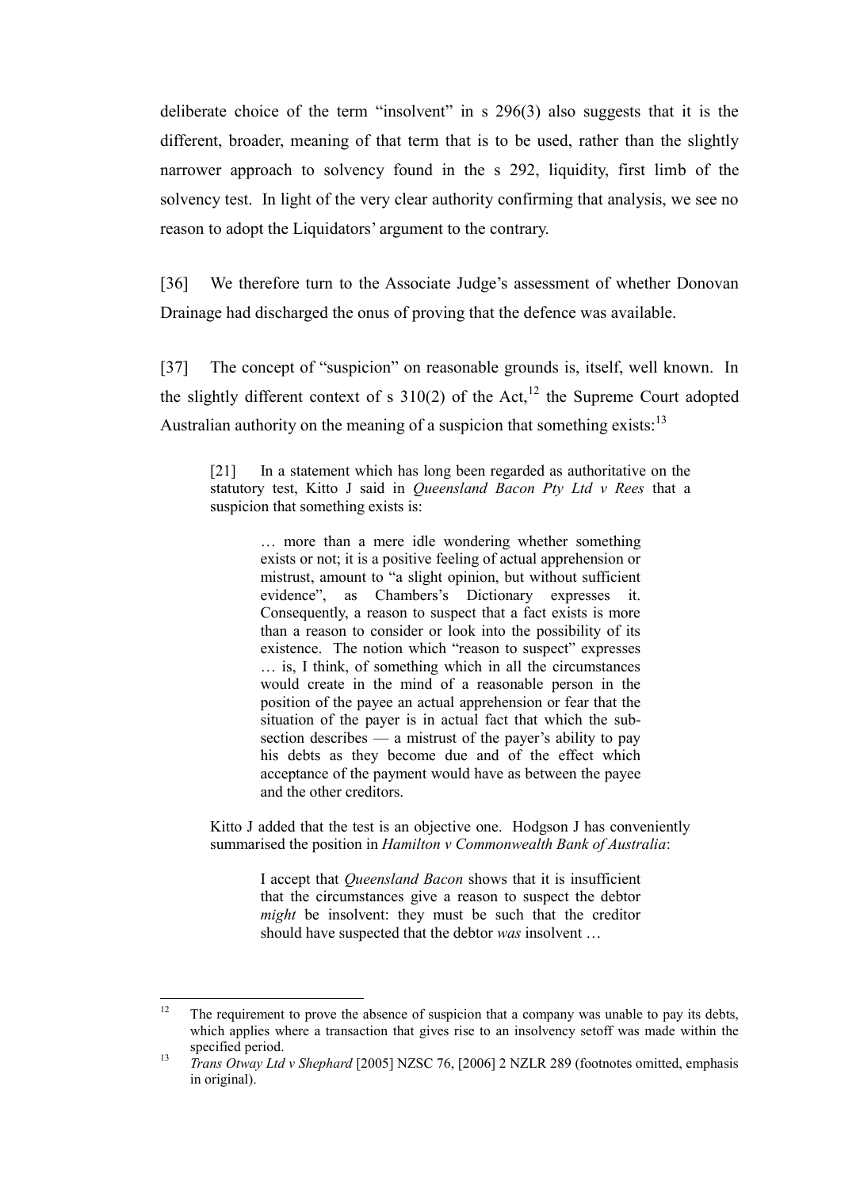deliberate choice of the term "insolvent" in s 296(3) also suggests that it is the different, broader, meaning of that term that is to be used, rather than the slightly narrower approach to solvency found in the s 292, liquidity, first limb of the solvency test. In light of the very clear authority confirming that analysis, we see no reason to adopt the Liquidators' argument to the contrary.

[36] We therefore turn to the Associate Judge's assessment of whether Donovan Drainage had discharged the onus of proving that the defence was available.

[37] The concept of "suspicion" on reasonable grounds is, itself, well known. In the slightly different context of s 310(2) of the Act,[12] the Supreme Court adopted Australian authority on the meaning of a suspicion that something exists:[13]

> [21] In a statement which has long been regarded as authoritative on the statutory test, Kitto J said in *Queensland Bacon Pty Ltd v Rees* that a suspicion that something exists is:
>
> > … more than a mere idle wondering whether something exists or not; it is a positive feeling of actual apprehension or mistrust, amount to "a slight opinion, but without sufficient evidence", as Chambers's Dictionary expresses it. Consequently, a reason to suspect that a fact exists is more than a reason to consider or look into the possibility of its existence. The notion which "reason to suspect" expresses … is, I think, of something which in all the circumstances would create in the mind of a reasonable person in the position of the payee an actual apprehension or fear that the situation of the payer is in actual fact that which the sub-section describes — a mistrust of the payer's ability to pay his debts as they become due and of the effect which acceptance of the payment would have as between the payee and the other creditors.
>
> Kitto J added that the test is an objective one. Hodgson J has conveniently summarised the position in *Hamilton v Commonwealth Bank of Australia*:
>
> > I accept that *Queensland Bacon* shows that it is insufficient that the circumstances give a reason to suspect the debtor *might* be insolvent: they must be such that the creditor should have suspected that the debtor *was* insolvent …

---

[12] The requirement to prove the absence of suspicion that a company was unable to pay its debts, which applies where a transaction that gives rise to an insolvency setoff was made within the specified period.

[13] *Trans Otway Ltd v Shephard* [2005] NZSC 76, [2006] 2 NZLR 289 (footnotes omitted, emphasis in original).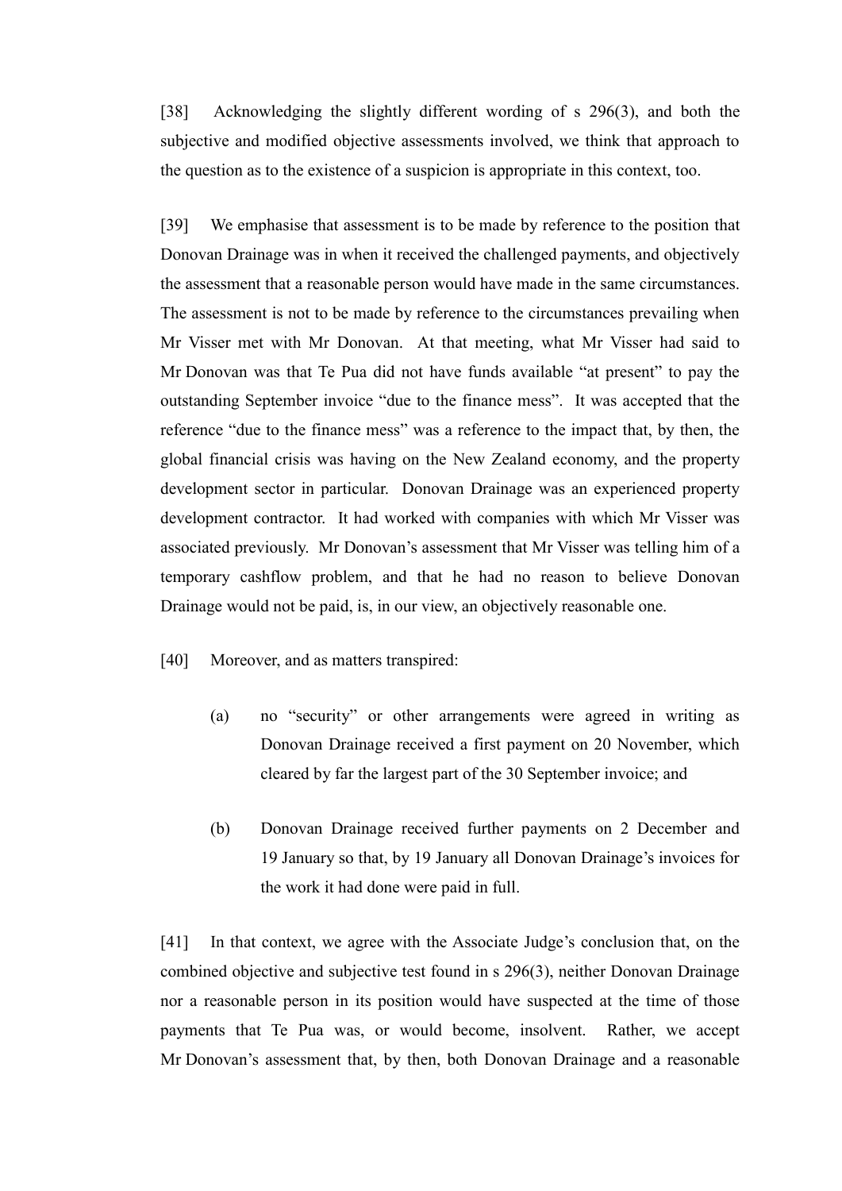[38] Acknowledging the slightly different wording of s 296(3), and both the subjective and modified objective assessments involved, we think that approach to the question as to the existence of a suspicion is appropriate in this context, too.

[39] We emphasise that assessment is to be made by reference to the position that Donovan Drainage was in when it received the challenged payments, and objectively the assessment that a reasonable person would have made in the same circumstances. The assessment is not to be made by reference to the circumstances prevailing when Mr Visser met with Mr Donovan. At that meeting, what Mr Visser had said to Mr Donovan was that Te Pua did not have funds available "at present" to pay the outstanding September invoice "due to the finance mess". It was accepted that the reference "due to the finance mess" was a reference to the impact that, by then, the global financial crisis was having on the New Zealand economy, and the property development sector in particular. Donovan Drainage was an experienced property development contractor. It had worked with companies with which Mr Visser was associated previously. Mr Donovan's assessment that Mr Visser was telling him of a temporary cashflow problem, and that he had no reason to believe Donovan Drainage would not be paid, is, in our view, an objectively reasonable one.

[40] Moreover, and as matters transpired:

(a) no "security" or other arrangements were agreed in writing as Donovan Drainage received a first payment on 20 November, which cleared by far the largest part of the 30 September invoice; and

(b) Donovan Drainage received further payments on 2 December and 19 January so that, by 19 January all Donovan Drainage's invoices for the work it had done were paid in full.

[41] In that context, we agree with the Associate Judge's conclusion that, on the combined objective and subjective test found in s 296(3), neither Donovan Drainage nor a reasonable person in its position would have suspected at the time of those payments that Te Pua was, or would become, insolvent. Rather, we accept Mr Donovan's assessment that, by then, both Donovan Drainage and a reasonable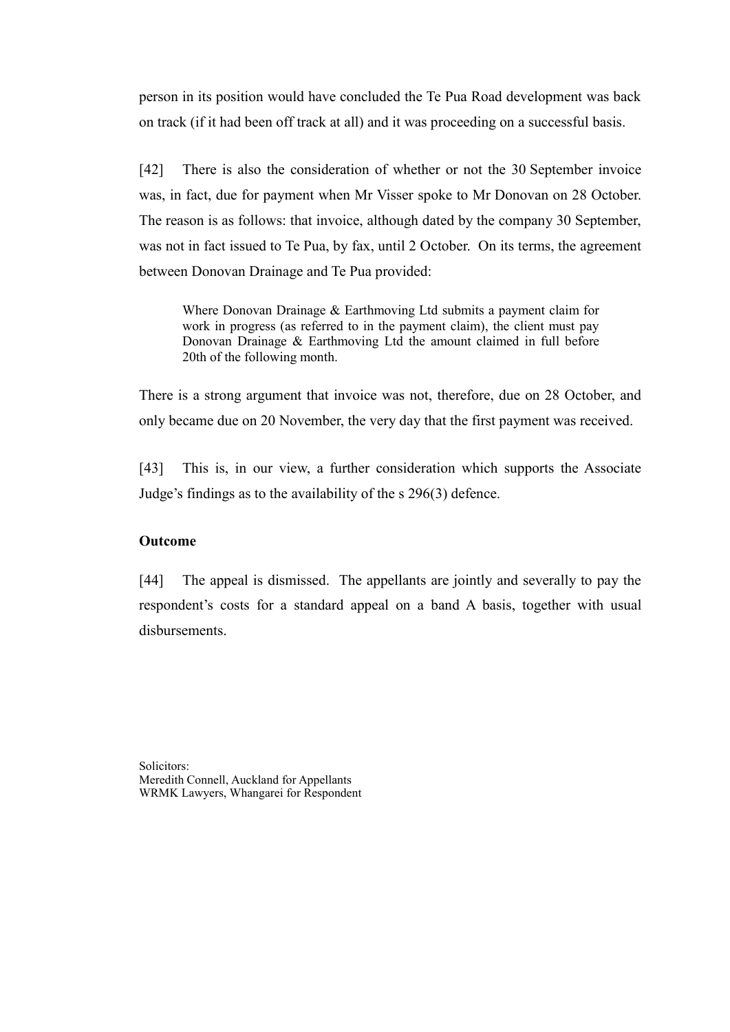person in its position would have concluded the Te Pua Road development was back on track (if it had been off track at all) and it was proceeding on a successful basis.

[42] There is also the consideration of whether or not the 30 September invoice was, in fact, due for payment when Mr Visser spoke to Mr Donovan on 28 October. The reason is as follows: that invoice, although dated by the company 30 September, was not in fact issued to Te Pua, by fax, until 2 October. On its terms, the agreement between Donovan Drainage and Te Pua provided:

> Where Donovan Drainage & Earthmoving Ltd submits a payment claim for work in progress (as referred to in the payment claim), the client must pay Donovan Drainage & Earthmoving Ltd the amount claimed in full before 20th of the following month.

There is a strong argument that invoice was not, therefore, due on 28 October, and only became due on 20 November, the very day that the first payment was received.

[43] This is, in our view, a further consideration which supports the Associate Judge's findings as to the availability of the s 296(3) defence.

## Outcome

[44] The appeal is dismissed. The appellants are jointly and severally to pay the respondent's costs for a standard appeal on a band A basis, together with usual disbursements.

Solicitors:
Meredith Connell, Auckland for Appellants
WRMK Lawyers, Whangarei for Respondent